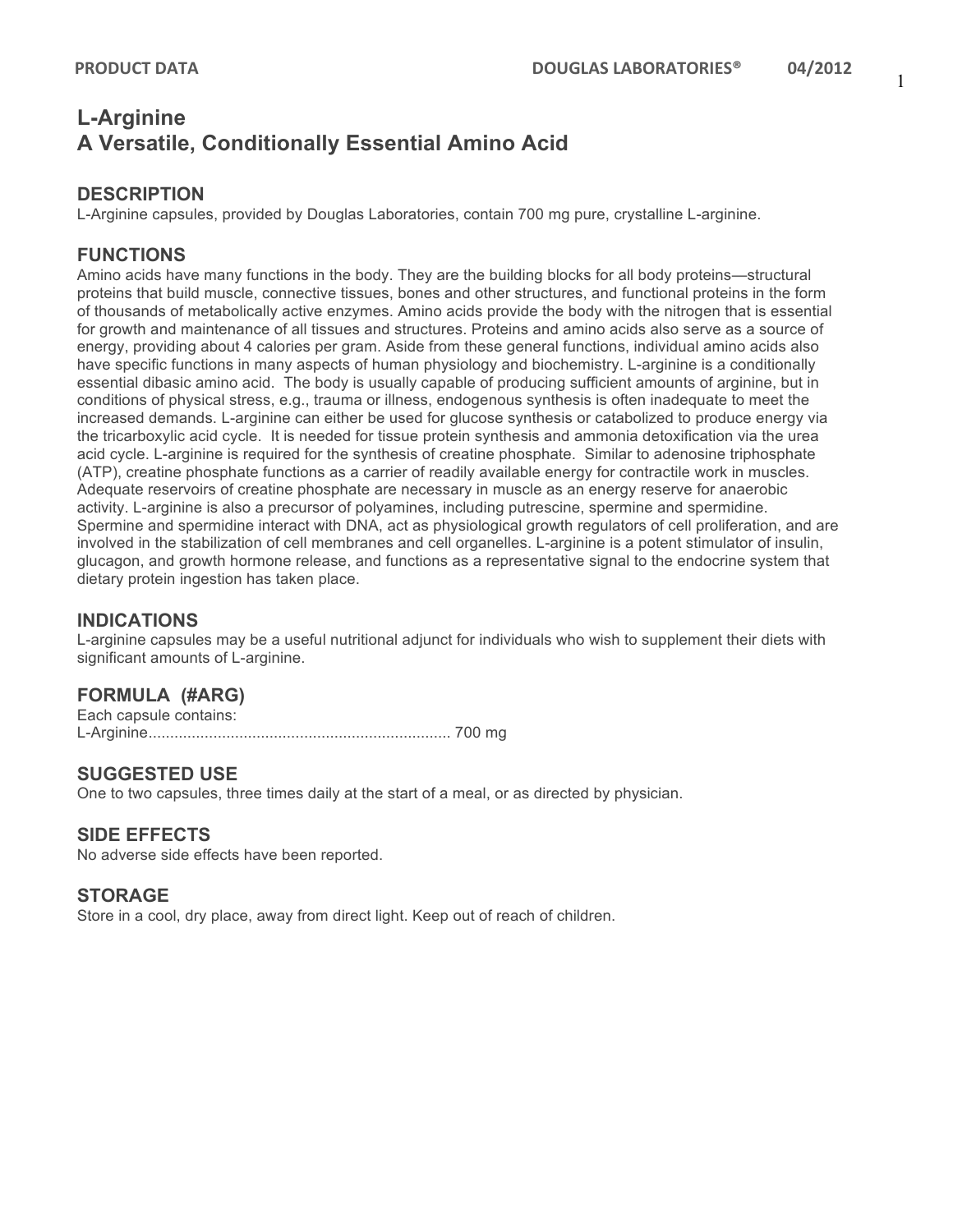# L-Arginine
# A Versatile, Conditionally Essential Amino Acid

## DESCRIPTION

L-Arginine capsules, provided by Douglas Laboratories, contain 700 mg pure, crystalline L-arginine.

## FUNCTIONS

Amino acids have many functions in the body. They are the building blocks for all body proteins—structural proteins that build muscle, connective tissues, bones and other structures, and functional proteins in the form of thousands of metabolically active enzymes. Amino acids provide the body with the nitrogen that is essential for growth and maintenance of all tissues and structures. Proteins and amino acids also serve as a source of energy, providing about 4 calories per gram. Aside from these general functions, individual amino acids also have specific functions in many aspects of human physiology and biochemistry. L-arginine is a conditionally essential dibasic amino acid. The body is usually capable of producing sufficient amounts of arginine, but in conditions of physical stress, e.g., trauma or illness, endogenous synthesis is often inadequate to meet the increased demands. L-arginine can either be used for glucose synthesis or catabolized to produce energy via the tricarboxylic acid cycle. It is needed for tissue protein synthesis and ammonia detoxification via the urea acid cycle. L-arginine is required for the synthesis of creatine phosphate. Similar to adenosine triphosphate (ATP), creatine phosphate functions as a carrier of readily available energy for contractile work in muscles. Adequate reservoirs of creatine phosphate are necessary in muscle as an energy reserve for anaerobic activity. L-arginine is also a precursor of polyamines, including putrescine, spermine and spermidine. Spermine and spermidine interact with DNA, act as physiological growth regulators of cell proliferation, and are involved in the stabilization of cell membranes and cell organelles. L-arginine is a potent stimulator of insulin, glucagon, and growth hormone release, and functions as a representative signal to the endocrine system that dietary protein ingestion has taken place.

## INDICATIONS

L-arginine capsules may be a useful nutritional adjunct for individuals who wish to supplement their diets with significant amounts of L-arginine.

## FORMULA (#ARG)

Each capsule contains:
L-Arginine...................................................................... 700 mg

## SUGGESTED USE

One to two capsules, three times daily at the start of a meal, or as directed by physician.

## SIDE EFFECTS

No adverse side effects have been reported.

## STORAGE

Store in a cool, dry place, away from direct light. Keep out of reach of children.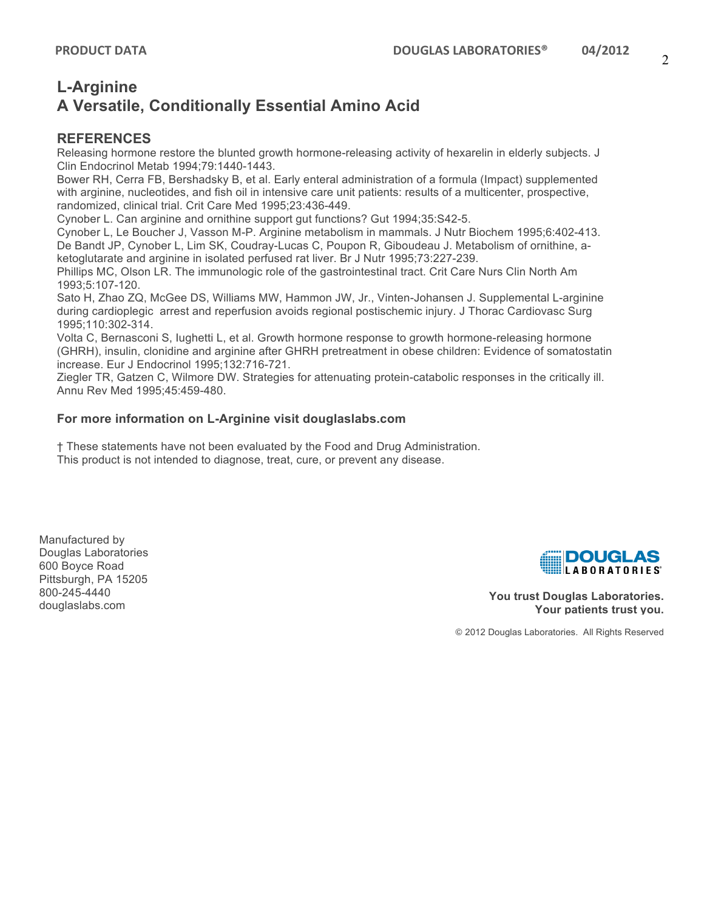## L-Arginine
## A Versatile, Conditionally Essential Amino Acid

### REFERENCES

Releasing hormone restore the blunted growth hormone-releasing activity of hexarelin in elderly subjects. J Clin Endocrinol Metab 1994;79:1440-1443.

Bower RH, Cerra FB, Bershadsky B, et al. Early enteral administration of a formula (Impact) supplemented with arginine, nucleotides, and fish oil in intensive care unit patients: results of a multicenter, prospective, randomized, clinical trial. Crit Care Med 1995;23:436-449.

Cynober L. Can arginine and ornithine support gut functions? Gut 1994;35:S42-5.

Cynober L, Le Boucher J, Vasson M-P. Arginine metabolism in mammals. J Nutr Biochem 1995;6:402-413.

De Bandt JP, Cynober L, Lim SK, Coudray-Lucas C, Poupon R, Giboudeau J. Metabolism of ornithine, a-ketoglutarate and arginine in isolated perfused rat liver. Br J Nutr 1995;73:227-239.

Phillips MC, Olson LR. The immunologic role of the gastrointestinal tract. Crit Care Nurs Clin North Am 1993;5:107-120.

Sato H, Zhao ZQ, McGee DS, Williams MW, Hammon JW, Jr., Vinten-Johansen J. Supplemental L-arginine during cardioplegic arrest and reperfusion avoids regional postischemic injury. J Thorac Cardiovasc Surg 1995;110:302-314.

Volta C, Bernasconi S, Iughetti L, et al. Growth hormone response to growth hormone-releasing hormone (GHRH), insulin, clonidine and arginine after GHRH pretreatment in obese children: Evidence of somatostatin increase. Eur J Endocrinol 1995;132:716-721.

Ziegler TR, Gatzen C, Wilmore DW. Strategies for attenuating protein-catabolic responses in the critically ill. Annu Rev Med 1995;45:459-480.

**For more information on L-Arginine visit douglaslabs.com**

† These statements have not been evaluated by the Food and Drug Administration.
This product is not intended to diagnose, treat, cure, or prevent any disease.

Manufactured by
Douglas Laboratories
600 Boyce Road
Pittsburgh, PA 15205
800-245-4440
douglaslabs.com

DOUGLAS LABORATORIES®

**You trust Douglas Laboratories.**
**Your patients trust you.**

© 2012 Douglas Laboratories. All Rights Reserved